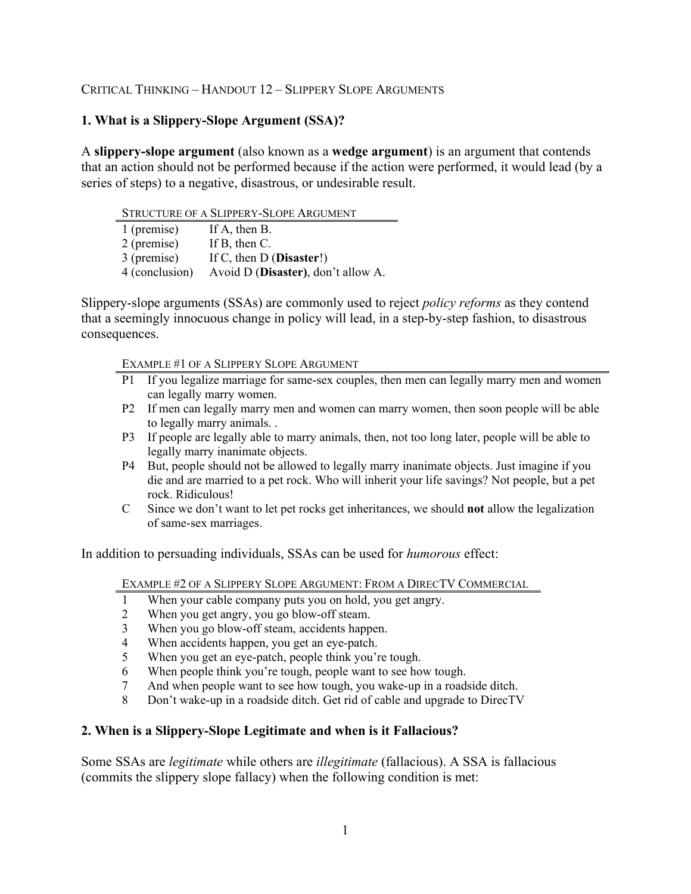CRITICAL THINKING – HANDOUT 12 – SLIPPERY SLOPE ARGUMENTS

## 1. What is a Slippery-Slope Argument (SSA)?

A **slippery-slope argument** (also known as a **wedge argument**) is an argument that contends that an action should not be performed because if the action were performed, it would lead (by a series of steps) to a negative, disastrous, or undesirable result.

| STRUCTURE OF A SLIPPERY-SLOPE ARGUMENT | |
|---|---|
| 1 (premise) | If A, then B. |
| 2 (premise) | If B, then C. |
| 3 (premise) | If C, then D (**Disaster**!) |
| 4 (conclusion) | Avoid D (**Disaster)**, don't allow A. |

Slippery-slope arguments (SSAs) are commonly used to reject *policy reforms* as they contend that a seemingly innocuous change in policy will lead, in a step-by-step fashion, to disastrous consequences.

| EXAMPLE #1 OF A SLIPPERY SLOPE ARGUMENT | |
|---|---|
| P1 | If you legalize marriage for same-sex couples, then men can legally marry men and women can legally marry women. |
| P2 | If men can legally marry men and women can marry women, then soon people will be able to legally marry animals. . |
| P3 | If people are legally able to marry animals, then, not too long later, people will be able to legally marry inanimate objects. |
| P4 | But, people should not be allowed to legally marry inanimate objects. Just imagine if you die and are married to a pet rock. Who will inherit your life savings? Not people, but a pet rock. Ridiculous! |
| C | Since we don't want to let pet rocks get inheritances, we should **not** allow the legalization of same-sex marriages. |

In addition to persuading individuals, SSAs can be used for *humorous* effect:

| EXAMPLE #2 OF A SLIPPERY SLOPE ARGUMENT: FROM A DIRECTV COMMERCIAL | |
|---|---|
| 1 | When your cable company puts you on hold, you get angry. |
| 2 | When you get angry, you go blow-off steam. |
| 3 | When you go blow-off steam, accidents happen. |
| 4 | When accidents happen, you get an eye-patch. |
| 5 | When you get an eye-patch, people think you're tough. |
| 6 | When people think you're tough, people want to see how tough. |
| 7 | And when people want to see how tough, you wake-up in a roadside ditch. |
| 8 | Don't wake-up in a roadside ditch. Get rid of cable and upgrade to DirecTV |

## 2. When is a Slippery-Slope Legitimate and when is it Fallacious?

Some SSAs are *legitimate* while others are *illegitimate* (fallacious). A SSA is fallacious (commits the slippery slope fallacy) when the following condition is met: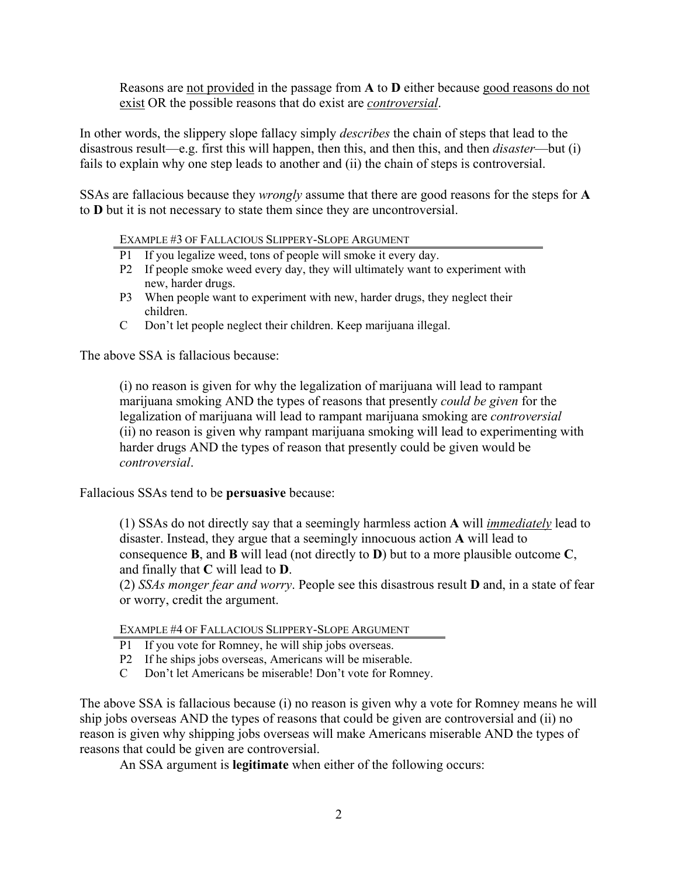Reasons are <u>not provided</u> in the passage from **A** to **D** either because <u>good reasons do not exist</u> OR the possible reasons that do exist are <u>*controversial*</u>.

In other words, the slippery slope fallacy simply *describes* the chain of steps that lead to the disastrous result—e.g. first this will happen, then this, and then this, and then *disaster*—but (i) fails to explain why one step leads to another and (ii) the chain of steps is controversial.

SSAs are fallacious because they *wrongly* assume that there are good reasons for the steps for **A** to **D** but it is not necessary to state them since they are uncontroversial.

EXAMPLE #3 OF FALLACIOUS SLIPPERY-SLOPE ARGUMENT

| | |
|---|---|
| P1 | If you legalize weed, tons of people will smoke it every day. |
| P2 | If people smoke weed every day, they will ultimately want to experiment with new, harder drugs. |
| P3 | When people want to experiment with new, harder drugs, they neglect their children. |
| C | Don't let people neglect their children. Keep marijuana illegal. |

The above SSA is fallacious because:

> (i) no reason is given for why the legalization of marijuana will lead to rampant marijuana smoking AND the types of reasons that presently *could be given* for the legalization of marijuana will lead to rampant marijuana smoking are *controversial*
> (ii) no reason is given why rampant marijuana smoking will lead to experimenting with harder drugs AND the types of reason that presently could be given would be *controversial*.

Fallacious SSAs tend to be **persuasive** because:

> (1) SSAs do not directly say that a seemingly harmless action **A** will <u>*immediately*</u> lead to disaster. Instead, they argue that a seemingly innocuous action **A** will lead to consequence **B**, and **B** will lead (not directly to **D**) but to a more plausible outcome **C**, and finally that **C** will lead to **D**.
> (2) *SSAs monger fear and worry*. People see this disastrous result **D** and, in a state of fear or worry, credit the argument.

EXAMPLE #4 OF FALLACIOUS SLIPPERY-SLOPE ARGUMENT

| | |
|---|---|
| P1 | If you vote for Romney, he will ship jobs overseas. |
| P2 | If he ships jobs overseas, Americans will be miserable. |
| C | Don't let Americans be miserable! Don't vote for Romney. |

The above SSA is fallacious because (i) no reason is given why a vote for Romney means he will ship jobs overseas AND the types of reasons that could be given are controversial and (ii) no reason is given why shipping jobs overseas will make Americans miserable AND the types of reasons that could be given are controversial.

An SSA argument is **legitimate** when either of the following occurs: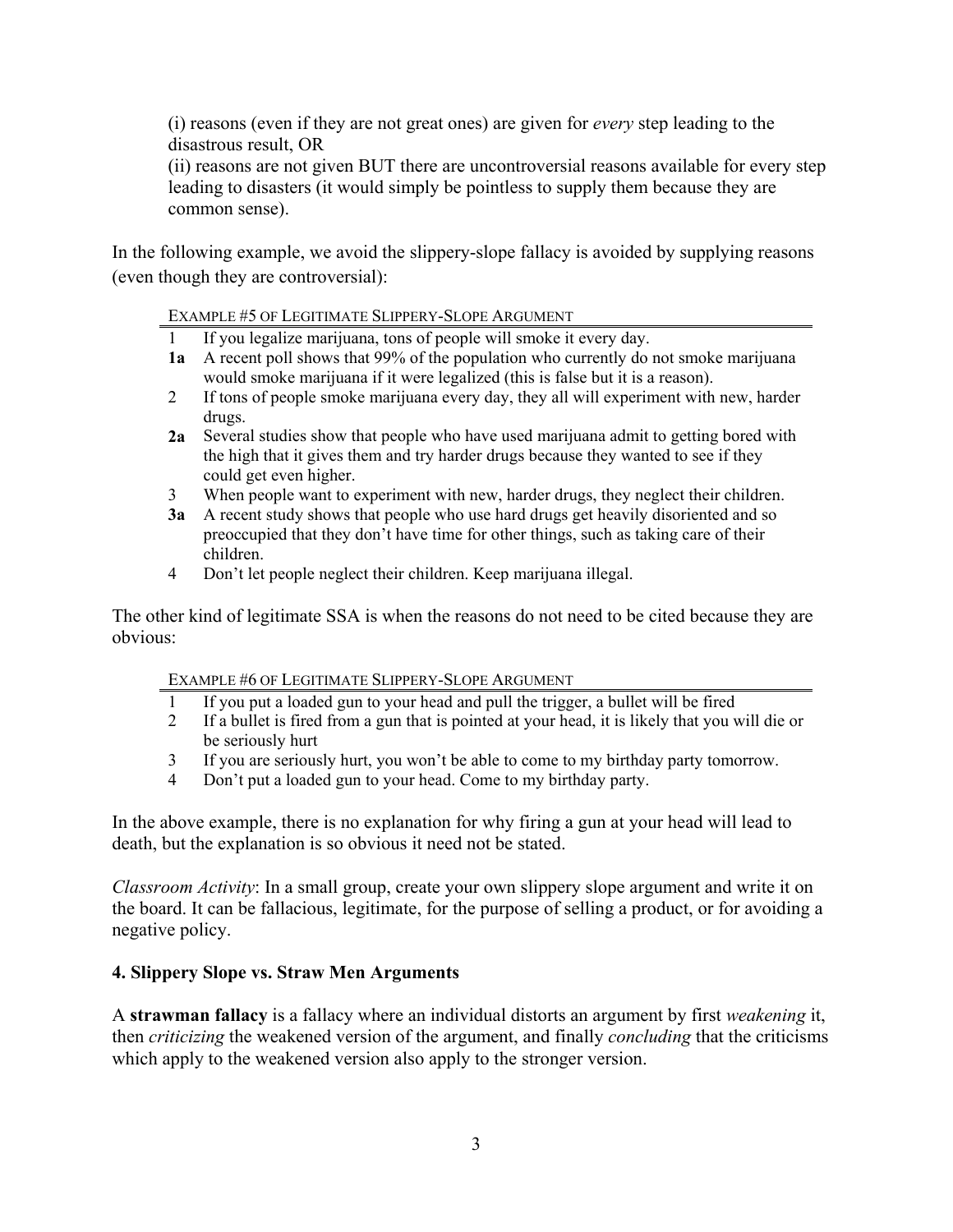(i) reasons (even if they are not great ones) are given for *every* step leading to the disastrous result, OR
(ii) reasons are not given BUT there are uncontroversial reasons available for every step leading to disasters (it would simply be pointless to supply them because they are common sense).

In the following example, we avoid the slippery-slope fallacy is avoided by supplying reasons (even though they are controversial):

EXAMPLE #5 OF LEGITIMATE SLIPPERY-SLOPE ARGUMENT

| | |
|---|---|
| 1 | If you legalize marijuana, tons of people will smoke it every day. |
| **1a** | A recent poll shows that 99% of the population who currently do not smoke marijuana would smoke marijuana if it were legalized (this is false but it is a reason). |
| 2 | If tons of people smoke marijuana every day, they all will experiment with new, harder drugs. |
| **2a** | Several studies show that people who have used marijuana admit to getting bored with the high that it gives them and try harder drugs because they wanted to see if they could get even higher. |
| 3 | When people want to experiment with new, harder drugs, they neglect their children. |
| **3a** | A recent study shows that people who use hard drugs get heavily disoriented and so preoccupied that they don't have time for other things, such as taking care of their children. |
| 4 | Don't let people neglect their children. Keep marijuana illegal. |

The other kind of legitimate SSA is when the reasons do not need to be cited because they are obvious:

EXAMPLE #6 OF LEGITIMATE SLIPPERY-SLOPE ARGUMENT

| | |
|---|---|
| 1 | If you put a loaded gun to your head and pull the trigger, a bullet will be fired |
| 2 | If a bullet is fired from a gun that is pointed at your head, it is likely that you will die or be seriously hurt |
| 3 | If you are seriously hurt, you won't be able to come to my birthday party tomorrow. |
| 4 | Don't put a loaded gun to your head. Come to my birthday party. |

In the above example, there is no explanation for why firing a gun at your head will lead to death, but the explanation is so obvious it need not be stated.

*Classroom Activity*: In a small group, create your own slippery slope argument and write it on the board. It can be fallacious, legitimate, for the purpose of selling a product, or for avoiding a negative policy.

### 4. Slippery Slope vs. Straw Men Arguments

A **strawman fallacy** is a fallacy where an individual distorts an argument by first *weakening* it, then *criticizing* the weakened version of the argument, and finally *concluding* that the criticisms which apply to the weakened version also apply to the stronger version.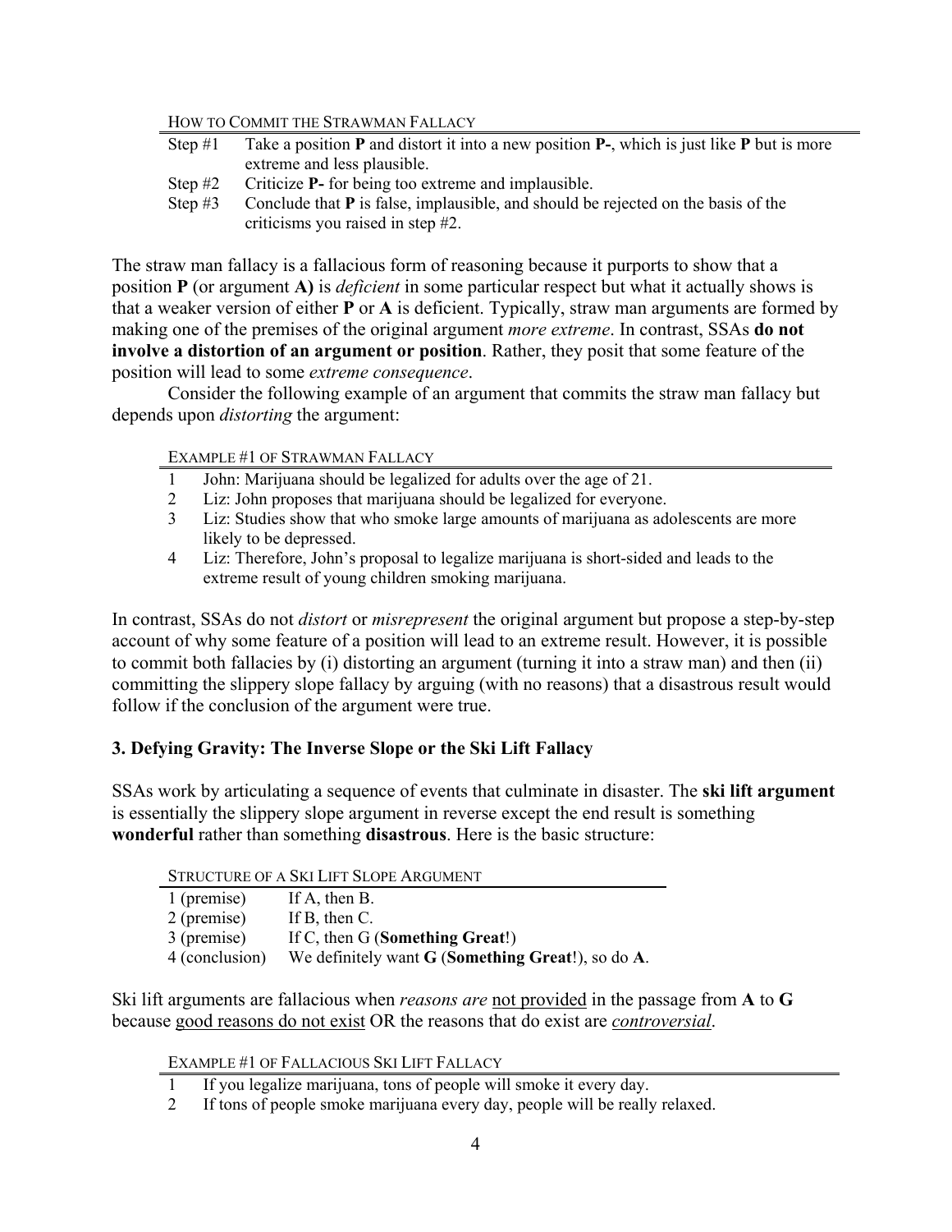| HOW TO COMMIT THE STRAWMAN FALLACY | |
|---|---|
| Step #1 | Take a position **P** and distort it into a new position **P-**, which is just like **P** but is more extreme and less plausible. |
| Step #2 | Criticize **P-** for being too extreme and implausible. |
| Step #3 | Conclude that **P** is false, implausible, and should be rejected on the basis of the criticisms you raised in step #2. |

The straw man fallacy is a fallacious form of reasoning because it purports to show that a position **P** (or argument **A)** is *deficient* in some particular respect but what it actually shows is that a weaker version of either **P** or **A** is deficient. Typically, straw man arguments are formed by making one of the premises of the original argument *more extreme*. In contrast, SSAs **do not involve a distortion of an argument or position**. Rather, they posit that some feature of the position will lead to some *extreme consequence*.

Consider the following example of an argument that commits the straw man fallacy but depends upon *distorting* the argument:

| EXAMPLE #1 OF STRAWMAN FALLACY | |
|---|---|
| 1 | John: Marijuana should be legalized for adults over the age of 21. |
| 2 | Liz: John proposes that marijuana should be legalized for everyone. |
| 3 | Liz: Studies show that who smoke large amounts of marijuana as adolescents are more likely to be depressed. |
| 4 | Liz: Therefore, John's proposal to legalize marijuana is short-sided and leads to the extreme result of young children smoking marijuana. |

In contrast, SSAs do not *distort* or *misrepresent* the original argument but propose a step-by-step account of why some feature of a position will lead to an extreme result. However, it is possible to commit both fallacies by (i) distorting an argument (turning it into a straw man) and then (ii) committing the slippery slope fallacy by arguing (with no reasons) that a disastrous result would follow if the conclusion of the argument were true.

### 3. Defying Gravity: The Inverse Slope or the Ski Lift Fallacy

SSAs work by articulating a sequence of events that culminate in disaster. The **ski lift argument** is essentially the slippery slope argument in reverse except the end result is something **wonderful** rather than something **disastrous**. Here is the basic structure:

| STRUCTURE OF A SKI LIFT SLOPE ARGUMENT | |
|---|---|
| 1 (premise) | If A, then B. |
| 2 (premise) | If B, then C. |
| 3 (premise) | If C, then G (**Something Great**!) |
| 4 (conclusion) | We definitely want **G** (**Something Great**!), so do **A**. |

Ski lift arguments are fallacious when *reasons are* <u>not provided</u> in the passage from **A** to **G** because <u>good reasons do not exist</u> OR the reasons that do exist are <u>*controversial*</u>.

| EXAMPLE #1 OF FALLACIOUS SKI LIFT FALLACY | |
|---|---|
| 1 | If you legalize marijuana, tons of people will smoke it every day. |
| 2 | If tons of people smoke marijuana every day, people will be really relaxed. |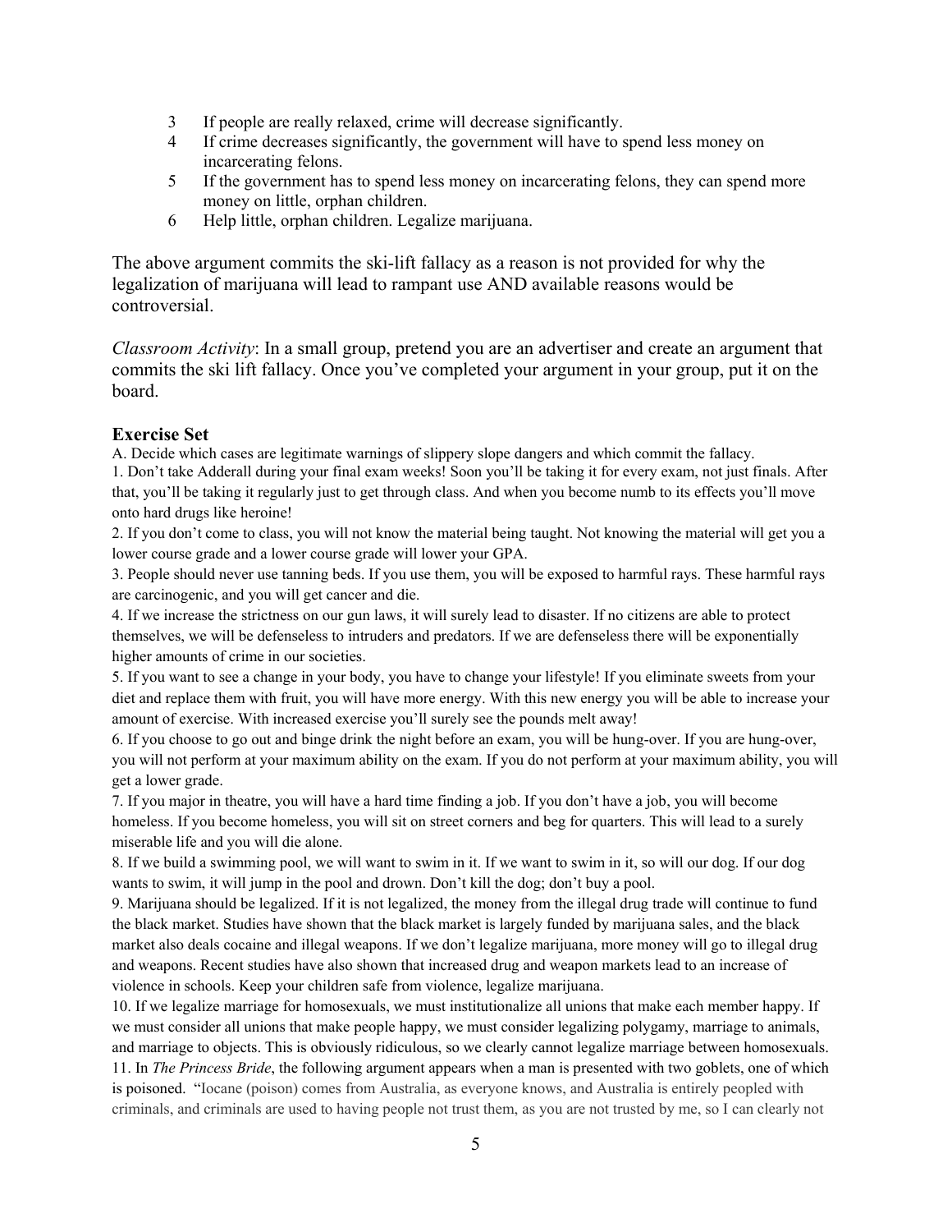3. If people are really relaxed, crime will decrease significantly.
4. If crime decreases significantly, the government will have to spend less money on incarcerating felons.
5. If the government has to spend less money on incarcerating felons, they can spend more money on little, orphan children.
6. Help little, orphan children. Legalize marijuana.

The above argument commits the ski-lift fallacy as a reason is not provided for why the legalization of marijuana will lead to rampant use AND available reasons would be controversial.

*Classroom Activity*: In a small group, pretend you are an advertiser and create an argument that commits the ski lift fallacy. Once you've completed your argument in your group, put it on the board.

### Exercise Set

A. Decide which cases are legitimate warnings of slippery slope dangers and which commit the fallacy.

1. Don't take Adderall during your final exam weeks! Soon you'll be taking it for every exam, not just finals. After that, you'll be taking it regularly just to get through class. And when you become numb to its effects you'll move onto hard drugs like heroine!
2. If you don't come to class, you will not know the material being taught. Not knowing the material will get you a lower course grade and a lower course grade will lower your GPA.
3. People should never use tanning beds. If you use them, you will be exposed to harmful rays. These harmful rays are carcinogenic, and you will get cancer and die.
4. If we increase the strictness on our gun laws, it will surely lead to disaster. If no citizens are able to protect themselves, we will be defenseless to intruders and predators. If we are defenseless there will be exponentially higher amounts of crime in our societies.
5. If you want to see a change in your body, you have to change your lifestyle! If you eliminate sweets from your diet and replace them with fruit, you will have more energy. With this new energy you will be able to increase your amount of exercise. With increased exercise you'll surely see the pounds melt away!
6. If you choose to go out and binge drink the night before an exam, you will be hung-over. If you are hung-over, you will not perform at your maximum ability on the exam. If you do not perform at your maximum ability, you will get a lower grade.
7. If you major in theatre, you will have a hard time finding a job. If you don't have a job, you will become homeless. If you become homeless, you will sit on street corners and beg for quarters. This will lead to a surely miserable life and you will die alone.
8. If we build a swimming pool, we will want to swim in it. If we want to swim in it, so will our dog. If our dog wants to swim, it will jump in the pool and drown. Don't kill the dog; don't buy a pool.
9. Marijuana should be legalized. If it is not legalized, the money from the illegal drug trade will continue to fund the black market. Studies have shown that the black market is largely funded by marijuana sales, and the black market also deals cocaine and illegal weapons. If we don't legalize marijuana, more money will go to illegal drug and weapons. Recent studies have also shown that increased drug and weapon markets lead to an increase of violence in schools. Keep your children safe from violence, legalize marijuana.
10. If we legalize marriage for homosexuals, we must institutionalize all unions that make each member happy. If we must consider all unions that make people happy, we must consider legalizing polygamy, marriage to animals, and marriage to objects. This is obviously ridiculous, so we clearly cannot legalize marriage between homosexuals.
11. In *The Princess Bride*, the following argument appears when a man is presented with two goblets, one of which is poisoned. "Iocane (poison) comes from Australia, as everyone knows, and Australia is entirely peopled with criminals, and criminals are used to having people not trust them, as you are not trusted by me, so I can clearly not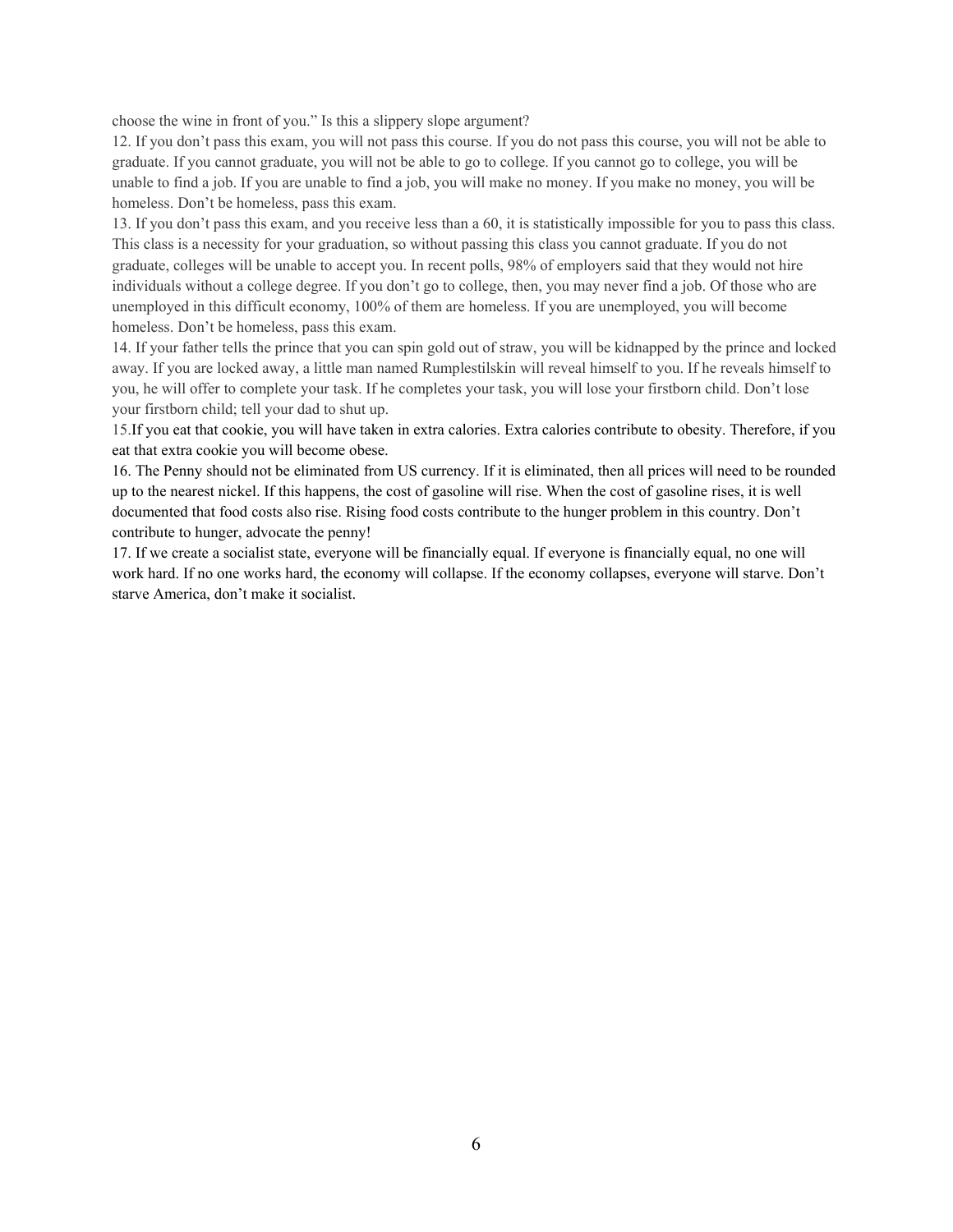choose the wine in front of you." Is this a slippery slope argument?

12. If you don't pass this exam, you will not pass this course. If you do not pass this course, you will not be able to graduate. If you cannot graduate, you will not be able to go to college. If you cannot go to college, you will be unable to find a job. If you are unable to find a job, you will make no money. If you make no money, you will be homeless. Don't be homeless, pass this exam.

13. If you don't pass this exam, and you receive less than a 60, it is statistically impossible for you to pass this class. This class is a necessity for your graduation, so without passing this class you cannot graduate. If you do not graduate, colleges will be unable to accept you. In recent polls, 98% of employers said that they would not hire individuals without a college degree. If you don't go to college, then, you may never find a job. Of those who are unemployed in this difficult economy, 100% of them are homeless. If you are unemployed, you will become homeless. Don't be homeless, pass this exam.

14. If your father tells the prince that you can spin gold out of straw, you will be kidnapped by the prince and locked away. If you are locked away, a little man named Rumplestilskin will reveal himself to you. If he reveals himself to you, he will offer to complete your task. If he completes your task, you will lose your firstborn child. Don't lose your firstborn child; tell your dad to shut up.

15.If you eat that cookie, you will have taken in extra calories. Extra calories contribute to obesity. Therefore, if you eat that extra cookie you will become obese.

16. The Penny should not be eliminated from US currency. If it is eliminated, then all prices will need to be rounded up to the nearest nickel. If this happens, the cost of gasoline will rise. When the cost of gasoline rises, it is well documented that food costs also rise. Rising food costs contribute to the hunger problem in this country. Don't contribute to hunger, advocate the penny!

17. If we create a socialist state, everyone will be financially equal. If everyone is financially equal, no one will work hard. If no one works hard, the economy will collapse. If the economy collapses, everyone will starve. Don't starve America, don't make it socialist.